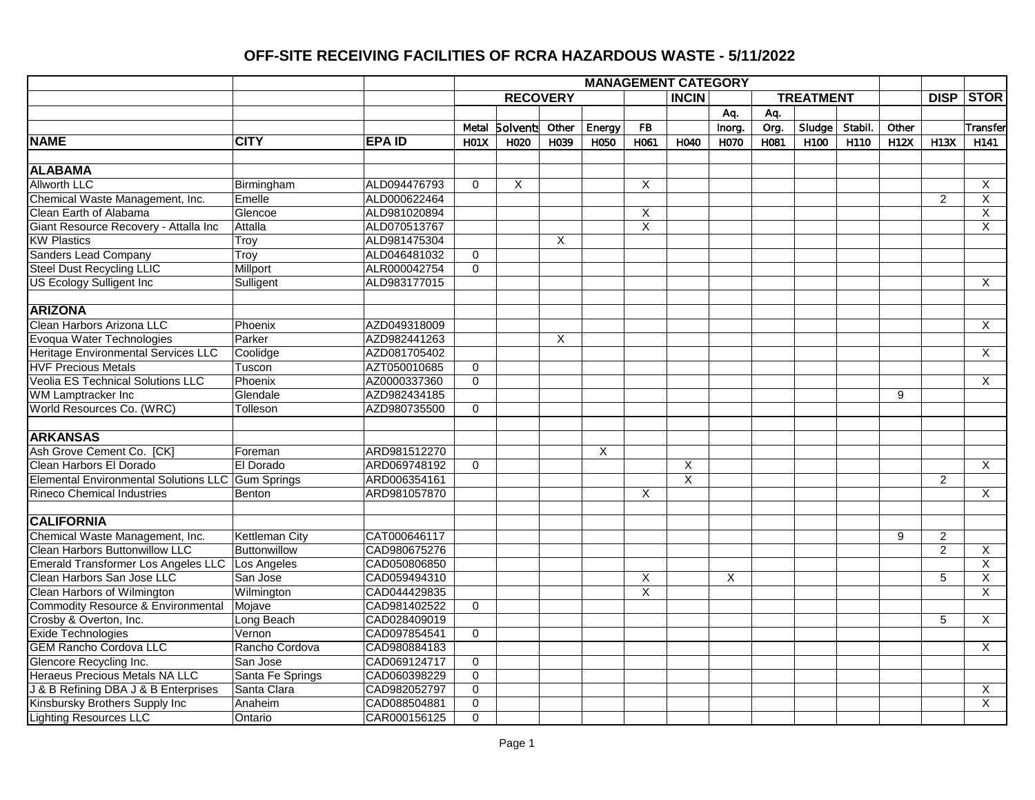# OFF-SITE RECEIVING FACILITIES OF RCRA HAZARDOUS WASTE - 5/11/2022

| | | | MANAGEMENT CATEGORY | | | | | | | | | | | | |
|---|---|---|---|---|---|---|---|---|---|---|---|---|---|---|---|
| | | | RECOVERY | | | | | INCIN | TREATMENT | | | | | DISP | STOR |
| | | | | | | | | | Aq. | Aq. | | | | | |
| | | | Metal | Solvents | Other | Energy | FB | | Inorg. | Org. | Sludge | Stabil. | Other | | Transfer |
| **NAME** | **CITY** | **EPA ID** | H01X | H020 | H039 | H050 | H061 | H040 | H070 | H081 | H100 | H110 | H12X | H13X | H141 |
| **ALABAMA** | | | | | | | | | | | | | | | |
| Allworth LLC | Birmingham | ALD094476793 | 0 | X | | | X | | | | | | | | X |
| Chemical Waste Management, Inc. | Emelle | ALD000622464 | | | | | | | | | | | | 2 | X |
| Clean Earth of Alabama | Glencoe | ALD981020894 | | | | | X | | | | | | | | X |
| Giant Resource Recovery - Attalla Inc | Attalla | ALD070513767 | | | | | X | | | | | | | | X |
| KW Plastics | Troy | ALD981475304 | | | X | | | | | | | | | | |
| Sanders Lead Company | Troy | ALD046481032 | 0 | | | | | | | | | | | | |
| Steel Dust Recycling LLIC | Millport | ALR000042754 | 0 | | | | | | | | | | | | |
| US Ecology Sulligent Inc | Sulligent | ALD983177015 | | | | | | | | | | | | | X |
| **ARIZONA** | | | | | | | | | | | | | | | |
| Clean Harbors Arizona LLC | Phoenix | AZD049318009 | | | | | | | | | | | | | X |
| Evoqua Water Technologies | Parker | AZD982441263 | | | X | | | | | | | | | | |
| Heritage Environmental Services LLC | Coolidge | AZD081705402 | | | | | | | | | | | | | X |
| HVF Precious Metals | Tuscon | AZT050010685 | 0 | | | | | | | | | | | | |
| Veolia ES Technical Solutions LLC | Phoenix | AZ0000337360 | 0 | | | | | | | | | | | | X |
| WM Lamptracker Inc | Glendale | AZD982434185 | | | | | | | | | | | 9 | | |
| World Resources Co. (WRC) | Tolleson | AZD980735500 | 0 | | | | | | | | | | | | |
| **ARKANSAS** | | | | | | | | | | | | | | | |
| Ash Grove Cement Co. [CK] | Foreman | ARD981512270 | | | | X | | | | | | | | | |
| Clean Harbors El Dorado | El Dorado | ARD069748192 | 0 | | | | | X | | | | | | | X |
| Elemental Environmental Solutions LLC | Gum Springs | ARD006354161 | | | | | | X | | | | | | 2 | |
| Rineco Chemical Industries | Benton | ARD981057870 | | | | | X | | | | | | | | X |
| **CALIFORNIA** | | | | | | | | | | | | | | | |
| Chemical Waste Management, Inc. | Kettleman City | CAT000646117 | | | | | | | | | | | 9 | 2 | |
| Clean Harbors Buttonwillow LLC | Buttonwillow | CAD980675276 | | | | | | | | | | | | 2 | X |
| Emerald Transformer Los Angeles LLC | Los Angeles | CAD050806850 | | | | | | | | | | | | | X |
| Clean Harbors San Jose LLC | San Jose | CAD059494310 | | | | | X | | X | | | | | 5 | X |
| Clean Harbors of Wilmington | Wilmington | CAD044429835 | | | | | X | | | | | | | | X |
| Commodity Resource & Environmental | Mojave | CAD981402522 | 0 | | | | | | | | | | | | |
| Crosby & Overton, Inc. | Long Beach | CAD028409019 | | | | | | | | | | | | 5 | X |
| Exide Technologies | Vernon | CAD097854541 | 0 | | | | | | | | | | | | |
| GEM Rancho Cordova LLC | Rancho Cordova | CAD980884183 | | | | | | | | | | | | | X |
| Glencore Recycling Inc. | San Jose | CAD069124717 | 0 | | | | | | | | | | | | |
| Heraeus Precious Metals NA LLC | Santa Fe Springs | CAD060398229 | 0 | | | | | | | | | | | | |
| J & B Refining DBA J & B Enterprises | Santa Clara | CAD982052797 | 0 | | | | | | | | | | | | X |
| Kinsbursky Brothers Supply Inc | Anaheim | CAD088504881 | 0 | | | | | | | | | | | | X |
| Lighting Resources LLC | Ontario | CAR000156125 | 0 | | | | | | | | | | | | |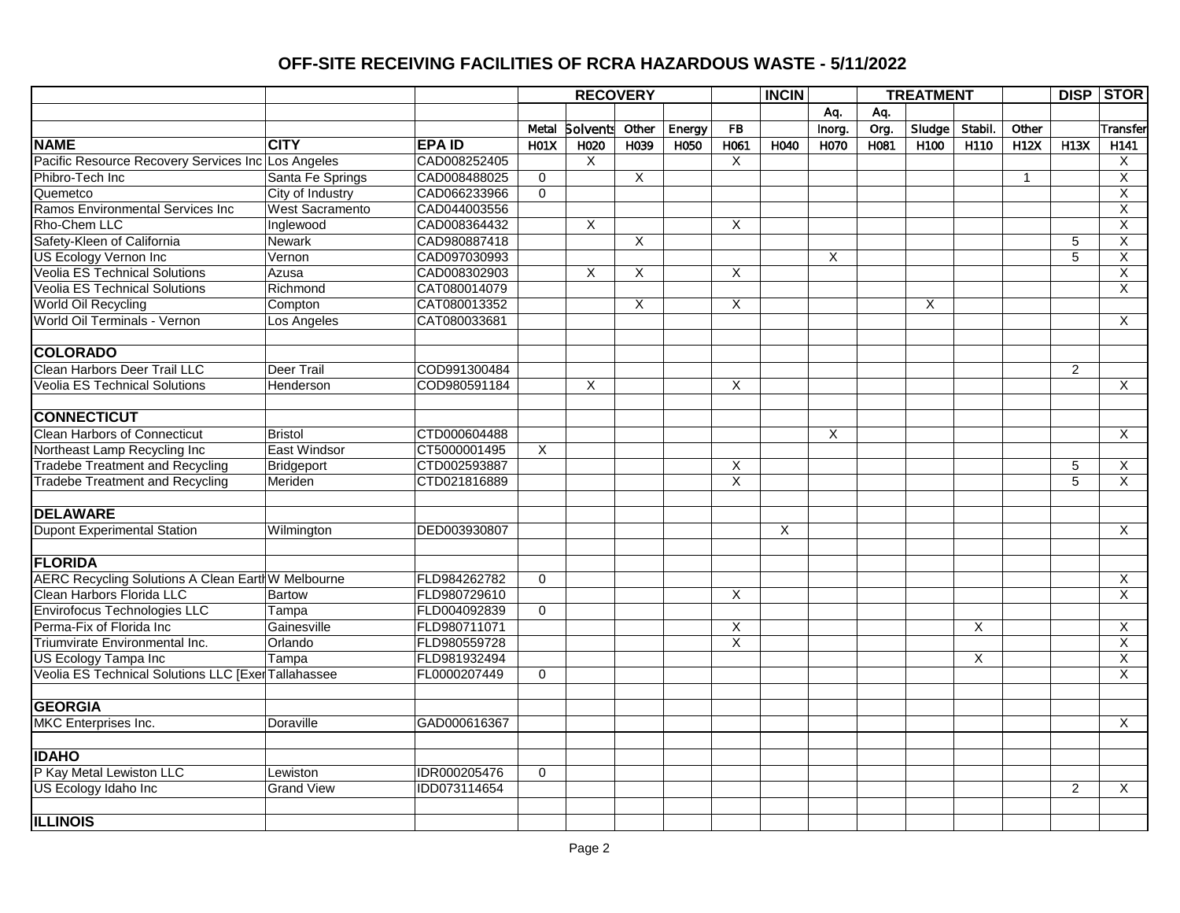# OFF-SITE RECEIVING FACILITIES OF RCRA HAZARDOUS WASTE - 5/11/2022

| | | | RECOVERY | | | | | INCIN | TREATMENT | | | | | DISP | STOR |
|---|---|---|---|---|---|---|---|---|---|---|---|---|---|---|---|
| | | | | | | | | | Aq. | Aq. | | | | | |
| | | | Metal | Solvents | Other | Energy | FB | | Inorg. | Org. | Sludge | Stabil. | Other | | Transfer |
| **NAME** | **CITY** | **EPA ID** | **H01X** | H020 | H039 | H050 | H061 | H040 | H070 | H081 | H100 | H110 | **H12X** | **H13X** | H141 |
| Pacific Resource Recovery Services Inc | Los Angeles | CAD008252405 | | X | | | X | | | | | | | | X |
| Phibro-Tech Inc | Santa Fe Springs | CAD008488025 | 0 | | X | | | | | | | | 1 | | X |
| Quemetco | City of Industry | CAD066233966 | 0 | | | | | | | | | | | | X |
| Ramos Environmental Services Inc | West Sacramento | CAD044003556 | | | | | | | | | | | | | X |
| Rho-Chem LLC | Inglewood | CAD008364432 | | X | | | X | | | | | | | | X |
| Safety-Kleen of California | Newark | CAD980887418 | | | X | | | | | | | | | 5 | X |
| US Ecology Vernon Inc | Vernon | CAD097030993 | | | | | | | X | | | | | 5 | X |
| Veolia ES Technical Solutions | Azusa | CAD008302903 | | X | X | | X | | | | | | | | X |
| Veolia ES Technical Solutions | Richmond | CAT080014079 | | | | | | | | | | | | | X |
| World Oil Recycling | Compton | CAT080013352 | | | X | | X | | | | X | | | | |
| World Oil Terminals - Vernon | Los Angeles | CAT080033681 | | | | | | | | | | | | | X |
| | | | | | | | | | | | | | | | |
| **COLORADO** | | | | | | | | | | | | | | | |
| Clean Harbors Deer Trail LLC | Deer Trail | COD991300484 | | | | | | | | | | | | 2 | |
| Veolia ES Technical Solutions | Henderson | COD980591184 | | X | | | X | | | | | | | | X |
| | | | | | | | | | | | | | | | |
| **CONNECTICUT** | | | | | | | | | | | | | | | |
| Clean Harbors of Connecticut | Bristol | CTD000604488 | | | | | | | X | | | | | | X |
| Northeast Lamp Recycling Inc | East Windsor | CT5000001495 | X | | | | | | | | | | | | |
| Tradebe Treatment and Recycling | Bridgeport | CTD002593887 | | | | | X | | | | | | | 5 | X |
| Tradebe Treatment and Recycling | Meriden | CTD021816889 | | | | | X | | | | | | | 5 | X |
| | | | | | | | | | | | | | | | |
| **DELAWARE** | | | | | | | | | | | | | | | |
| Dupont Experimental Station | Wilmington | DED003930807 | | | | | | X | | | | | | | X |
| | | | | | | | | | | | | | | | |
| **FLORIDA** | | | | | | | | | | | | | | | |
| AERC Recycling Solutions A Clean Earth | W Melbourne | FLD984262782 | 0 | | | | | | | | | | | | X |
| Clean Harbors Florida LLC | Bartow | FLD980729610 | | | | | X | | | | | | | | X |
| Envirofocus Technologies LLC | Tampa | FLD004092839 | 0 | | | | | | | | | | | | |
| Perma-Fix of Florida Inc | Gainesville | FLD980711071 | | | | | X | | | | | X | | | X |
| Triumvirate Environmental Inc. | Orlando | FLD980559728 | | | | | X | | | | | | | | X |
| US Ecology Tampa Inc | Tampa | FLD981932494 | | | | | | | | | | X | | | X |
| Veolia ES Technical Solutions LLC [Exe | Tallahassee | FL0000207449 | 0 | | | | | | | | | | | | X |
| | | | | | | | | | | | | | | | |
| **GEORGIA** | | | | | | | | | | | | | | | |
| MKC Enterprises Inc. | Doraville | GAD000616367 | | | | | | | | | | | | | X |
| | | | | | | | | | | | | | | | |
| **IDAHO** | | | | | | | | | | | | | | | |
| P Kay Metal Lewiston LLC | Lewiston | IDR000205476 | 0 | | | | | | | | | | | | |
| US Ecology Idaho Inc | Grand View | IDD073114654 | | | | | | | | | | | | 2 | X |
| | | | | | | | | | | | | | | | |
| **ILLINOIS** | | | | | | | | | | | | | | | |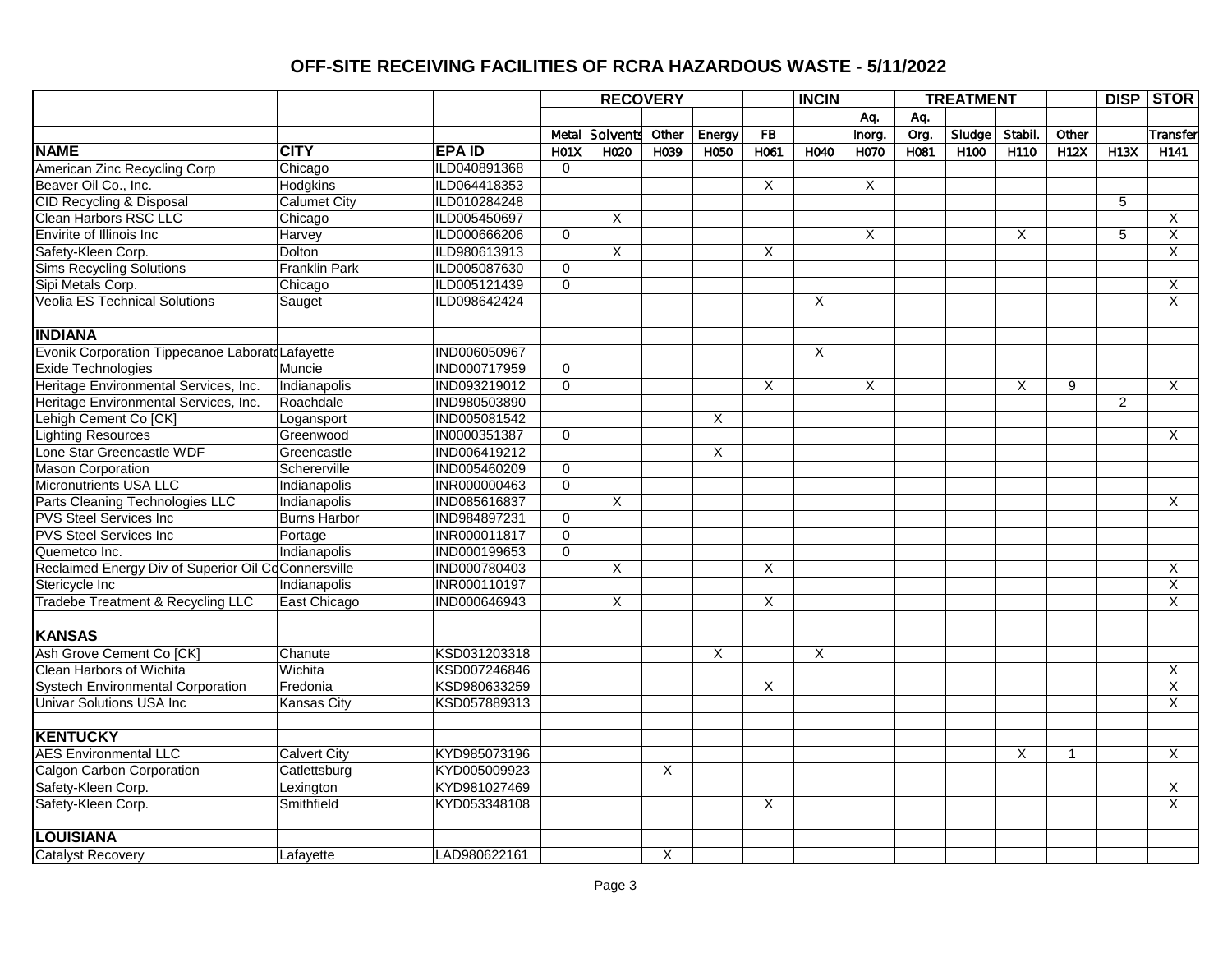# OFF-SITE RECEIVING FACILITIES OF RCRA HAZARDOUS WASTE - 5/11/2022

| | | | RECOVERY | | | | | INCIN | TREATMENT | | | | | DISP | STOR |
|---|---|---|---|---|---|---|---|---|---|---|---|---|---|---|---|
| | | | | | | | | | Aq. | Aq. | | | | | |
| | | | Metal | Solvents | Other | Energy | FB | | Inorg. | Org. | Sludge | Stabil. | Other | | Transfer |
| **NAME** | **CITY** | **EPA ID** | H01X | H020 | H039 | H050 | H061 | H040 | H070 | H081 | H100 | H110 | H12X | H13X | H141 |
| American Zinc Recycling Corp | Chicago | ILD040891368 | 0 | | | | | | | | | | | | |
| Beaver Oil Co., Inc. | Hodgkins | ILD064418353 | | | | | X | | X | | | | | | |
| CID Recycling & Disposal | Calumet City | ILD010284248 | | | | | | | | | | | | 5 | |
| Clean Harbors RSC LLC | Chicago | ILD005450697 | | X | | | | | | | | | | | X |
| Envirite of Illinois Inc | Harvey | ILD000666206 | 0 | | | | | | X | | | X | | 5 | X |
| Safety-Kleen Corp. | Dolton | ILD980613913 | | X | | | X | | | | | | | | X |
| Sims Recycling Solutions | Franklin Park | ILD005087630 | 0 | | | | | | | | | | | | |
| Sipi Metals Corp. | Chicago | ILD005121439 | 0 | | | | | | | | | | | | X |
| Veolia ES Technical Solutions | Sauget | ILD098642424 | | | | | | X | | | | | | | X |
| | | | | | | | | | | | | | | | |
| **INDIANA** | | | | | | | | | | | | | | | |
| Evonik Corporation Tippecanoe Laborato | Lafayette | IND006050967 | | | | | | X | | | | | | | |
| Exide Technologies | Muncie | IND000717959 | 0 | | | | | | | | | | | | |
| Heritage Environmental Services, Inc. | Indianapolis | IND093219012 | 0 | | | | X | | X | | | X | 9 | | X |
| Heritage Environmental Services, Inc. | Roachdale | IND980503890 | | | | | | | | | | | | 2 | |
| Lehigh Cement Co [CK] | Logansport | IND005081542 | | | | X | | | | | | | | | |
| Lighting Resources | Greenwood | IN0000351387 | 0 | | | | | | | | | | | | X |
| Lone Star Greencastle WDF | Greencastle | IND006419212 | | | | X | | | | | | | | | |
| Mason Corporation | Schererville | IND005460209 | 0 | | | | | | | | | | | | |
| Micronutrients USA LLC | Indianapolis | INR000000463 | 0 | | | | | | | | | | | | |
| Parts Cleaning Technologies LLC | Indianapolis | IND085616837 | | X | | | | | | | | | | | X |
| PVS Steel Services Inc | Burns Harbor | IND984897231 | 0 | | | | | | | | | | | | |
| PVS Steel Services Inc | Portage | INR000011817 | 0 | | | | | | | | | | | | |
| Quemetco Inc. | Indianapolis | IND000199653 | 0 | | | | | | | | | | | | |
| Reclaimed Energy Div of Superior Oil Co | Connersville | IND000780403 | | X | | | X | | | | | | | | X |
| Stericycle Inc | Indianapolis | INR000110197 | | | | | | | | | | | | | X |
| Tradebe Treatment & Recycling LLC | East Chicago | IND000646943 | | X | | | X | | | | | | | | X |
| | | | | | | | | | | | | | | | |
| **KANSAS** | | | | | | | | | | | | | | | |
| Ash Grove Cement Co [CK] | Chanute | KSD031203318 | | | | X | | X | | | | | | | |
| Clean Harbors of Wichita | Wichita | KSD007246846 | | | | | | | | | | | | | X |
| Systech Environmental Corporation | Fredonia | KSD980633259 | | | | | X | | | | | | | | X |
| Univar Solutions USA Inc | Kansas City | KSD057889313 | | | | | | | | | | | | | X |
| | | | | | | | | | | | | | | | |
| **KENTUCKY** | | | | | | | | | | | | | | | |
| AES Environmental LLC | Calvert City | KYD985073196 | | | | | | | | | | X | 1 | | X |
| Calgon Carbon Corporation | Catlettsburg | KYD005009923 | | | X | | | | | | | | | | |
| Safety-Kleen Corp. | Lexington | KYD981027469 | | | | | | | | | | | | | X |
| Safety-Kleen Corp. | Smithfield | KYD053348108 | | | | | X | | | | | | | | X |
| | | | | | | | | | | | | | | | |
| **LOUISIANA** | | | | | | | | | | | | | | | |
| Catalyst Recovery | Lafayette | LAD980622161 | | | X | | | | | | | | | | |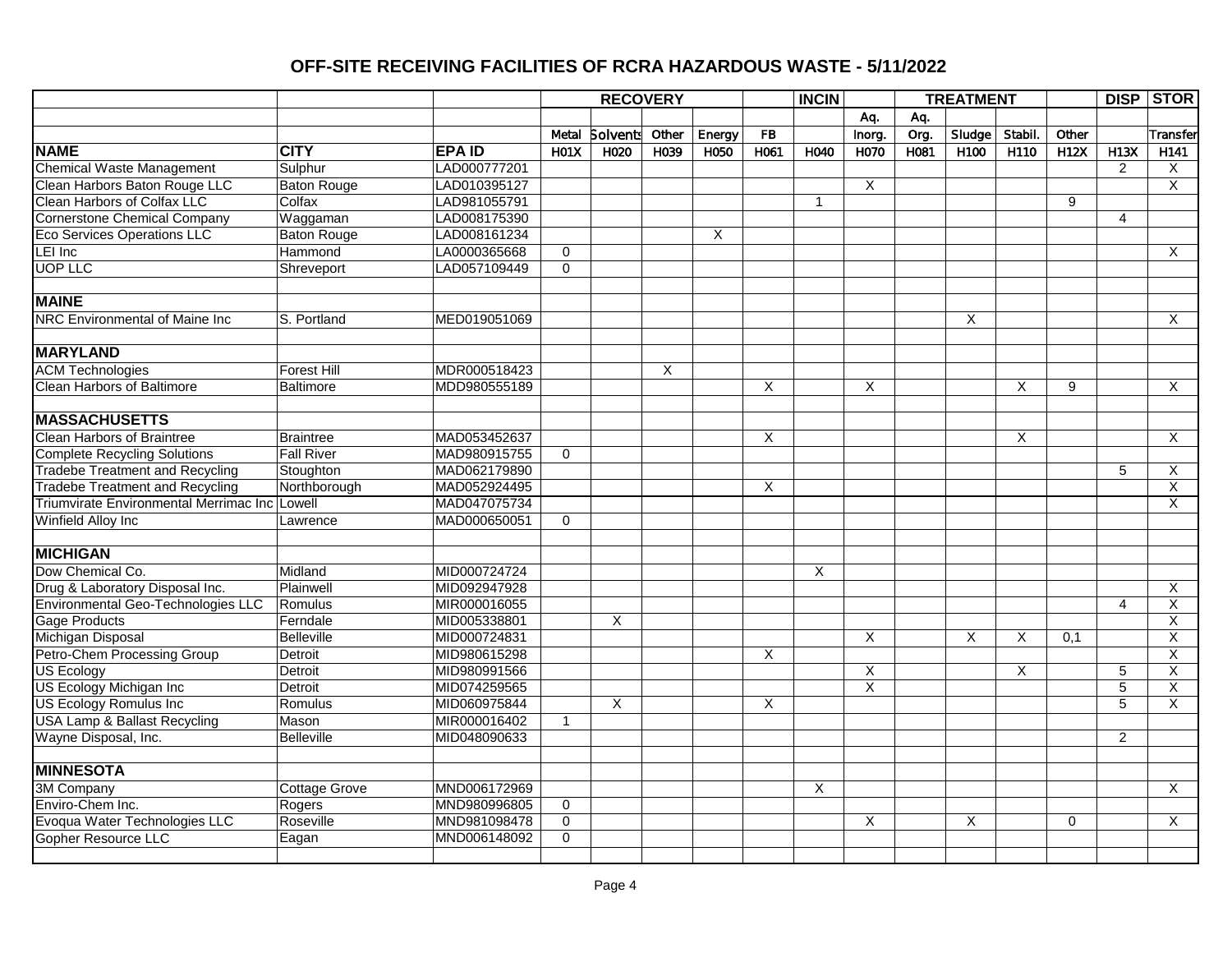# OFF-SITE RECEIVING FACILITIES OF RCRA HAZARDOUS WASTE - 5/11/2022

| | | | RECOVERY | | | | | INCIN | | TREATMENT | | | | DISP | STOR |
|---|---|---|---|---|---|---|---|---|---|---|---|---|---|---|---|
| | | | | | | | | | Aq. | Aq. | | | | | |
| | | | Metal | Solvents | Other | Energy | FB | | Inorg. | Org. | Sludge | Stabil. | Other | | Transfer |
| **NAME** | **CITY** | **EPA ID** | H01X | H020 | H039 | H050 | H061 | H040 | H070 | H081 | H100 | H110 | H12X | H13X | H141 |
| Chemical Waste Management | Sulphur | LAD000777201 | | | | | | | | | | | | 2 | X |
| Clean Harbors Baton Rouge LLC | Baton Rouge | LAD010395127 | | | | | | | X | | | | | | X |
| Clean Harbors of Colfax LLC | Colfax | LAD981055791 | | | | | | 1 | | | | | 9 | | |
| Cornerstone Chemical Company | Waggaman | LAD008175390 | | | | | | | | | | | | 4 | |
| Eco Services Operations LLC | Baton Rouge | LAD008161234 | | | | X | | | | | | | | | |
| LEI Inc | Hammond | LA0000365668 | 0 | | | | | | | | | | | | X |
| UOP LLC | Shreveport | LAD057109449 | 0 | | | | | | | | | | | | |
| | | | | | | | | | | | | | | | |
| **MAINE** | | | | | | | | | | | | | | | |
| NRC Environmental of Maine Inc | S. Portland | MED019051069 | | | | | | | | | X | | | | X |
| | | | | | | | | | | | | | | | |
| **MARYLAND** | | | | | | | | | | | | | | | |
| ACM Technologies | Forest Hill | MDR000518423 | | | X | | | | | | | | | | |
| Clean Harbors of Baltimore | Baltimore | MDD980555189 | | | | | X | | X | | | X | 9 | | X |
| | | | | | | | | | | | | | | | |
| **MASSACHUSETTS** | | | | | | | | | | | | | | | |
| Clean Harbors of Braintree | Braintree | MAD053452637 | | | | | X | | | | | X | | | X |
| Complete Recycling Solutions | Fall River | MAD980915755 | 0 | | | | | | | | | | | | |
| Tradebe Treatment and Recycling | Stoughton | MAD062179890 | | | | | | | | | | | | 5 | X |
| Tradebe Treatment and Recycling | Northborough | MAD052924495 | | | | | X | | | | | | | | X |
| Triumvirate Environmental Merrimac Inc | Lowell | MAD047075734 | | | | | | | | | | | | | X |
| Winfield Alloy Inc | Lawrence | MAD000650051 | 0 | | | | | | | | | | | | |
| | | | | | | | | | | | | | | | |
| **MICHIGAN** | | | | | | | | | | | | | | | |
| Dow Chemical Co. | Midland | MID000724724 | | | | | | X | | | | | | | |
| Drug & Laboratory Disposal Inc. | Plainwell | MID092947928 | | | | | | | | | | | | | X |
| Environmental Geo-Technologies LLC | Romulus | MIR000016055 | | | | | | | | | | | | 4 | X |
| Gage Products | Ferndale | MID005338801 | | X | | | | | | | | | | | X |
| Michigan Disposal | Belleville | MID000724831 | | | | | | | X | | X | X | 0,1 | | X |
| Petro-Chem Processing Group | Detroit | MID980615298 | | | | | X | | | | | | | | X |
| US Ecology | Detroit | MID980991566 | | | | | | | X | | | X | | 5 | X |
| US Ecology Michigan Inc | Detroit | MID074259565 | | | | | | | X | | | | | 5 | X |
| US Ecology Romulus Inc | Romulus | MID060975844 | | X | | | X | | | | | | | 5 | X |
| USA Lamp & Ballast Recycling | Mason | MIR000016402 | 1 | | | | | | | | | | | | |
| Wayne Disposal, Inc. | Belleville | MID048090633 | | | | | | | | | | | | 2 | |
| | | | | | | | | | | | | | | | |
| **MINNESOTA** | | | | | | | | | | | | | | | |
| 3M Company | Cottage Grove | MND006172969 | | | | | | X | | | | | | | X |
| Enviro-Chem Inc. | Rogers | MND980996805 | 0 | | | | | | | | | | | | |
| Evoqua Water Technologies LLC | Roseville | MND981098478 | 0 | | | | | | X | | X | | 0 | | X |
| Gopher Resource LLC | Eagan | MND006148092 | 0 | | | | | | | | | | | | |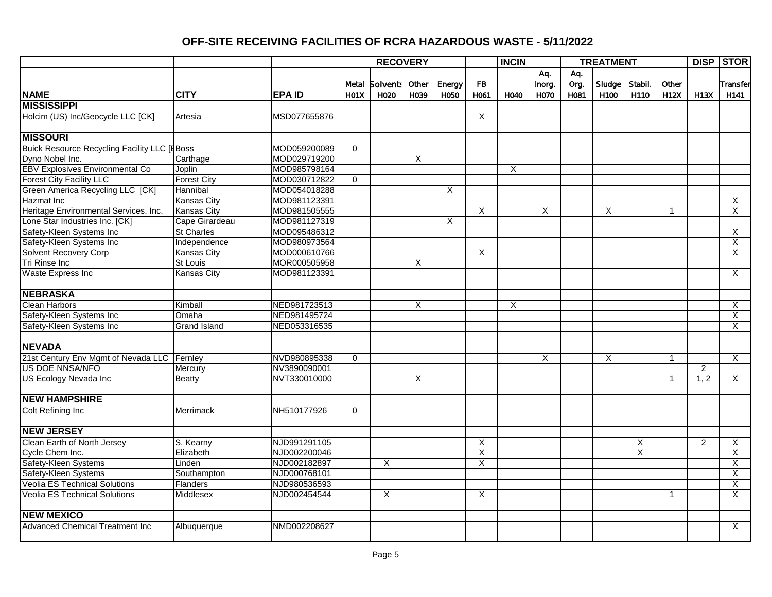# OFF-SITE RECEIVING FACILITIES OF RCRA HAZARDOUS WASTE - 5/11/2022

| | | | RECOVERY | | | | | INCIN | | TREATMENT | | | | DISP | STOR |
|---|---|---|---|---|---|---|---|---|---|---|---|---|---|---|---|
| | | | | | | | | | Aq. | Aq. | | | | | |
| | | | Metal | Solvents | Other | Energy | FB | | Inorg. | Org. | Sludge | Stabil. | Other | | Transfer |
| **NAME** | **CITY** | **EPA ID** | H01X | H020 | H039 | H050 | H061 | H040 | H070 | H081 | H100 | H110 | H12X | H13X | H141 |
| **MISSISSIPPI** | | | | | | | | | | | | | | | |
| Holcim (US) Inc/Geocycle LLC [CK] | Artesia | MSD077655876 | | | | | X | | | | | | | | |
| | | | | | | | | | | | | | | | |
| **MISSOURI** | | | | | | | | | | | | | | | |
| Buick Resource Recycling Facility LLC [E | Boss | MOD059200089 | 0 | | | | | | | | | | | | |
| Dyno Nobel Inc. | Carthage | MOD029719200 | | | X | | | | | | | | | | |
| EBV Explosives Environmental Co | Joplin | MOD985798164 | | | | | | X | | | | | | | |
| Forest City Facility LLC | Forest City | MOD030712822 | 0 | | | | | | | | | | | | |
| Green America Recycling LLC [CK] | Hannibal | MOD054018288 | | | | X | | | | | | | | | |
| Hazmat Inc | Kansas City | MOD981123391 | | | | | | | | | | | | | X |
| Heritage Environmental Services, Inc. | Kansas City | MOD981505555 | | | | | X | | X | | X | | 1 | | X |
| Lone Star Industries Inc. [CK] | Cape Girardeau | MOD981127319 | | | | X | | | | | | | | | |
| Safety-Kleen Systems Inc | St Charles | MOD095486312 | | | | | | | | | | | | | X |
| Safety-Kleen Systems Inc | Independence | MOD980973564 | | | | | | | | | | | | | X |
| Solvent Recovery Corp | Kansas City | MOD000610766 | | | | | X | | | | | | | | X |
| Tri Rinse Inc | St Louis | MOR000505958 | | | X | | | | | | | | | | |
| Waste Express Inc | Kansas City | MOD981123391 | | | | | | | | | | | | | X |
| | | | | | | | | | | | | | | | |
| **NEBRASKA** | | | | | | | | | | | | | | | |
| Clean Harbors | Kimball | NED981723513 | | | X | | | X | | | | | | | X |
| Safety-Kleen Systems Inc | Omaha | NED981495724 | | | | | | | | | | | | | X |
| Safety-Kleen Systems Inc | Grand Island | NED053316535 | | | | | | | | | | | | | X |
| | | | | | | | | | | | | | | | |
| **NEVADA** | | | | | | | | | | | | | | | |
| 21st Century Env Mgmt of Nevada LLC | Fernley | NVD980895338 | 0 | | | | | | X | | X | | 1 | | X |
| US DOE NNSA/NFO | Mercury | NV3890090001 | | | | | | | | | | | | 2 | |
| US Ecology Nevada Inc | Beatty | NVT330010000 | | | X | | | | | | | | 1 | 1, 2 | X |
| | | | | | | | | | | | | | | | |
| **NEW HAMPSHIRE** | | | | | | | | | | | | | | | |
| Colt Refining Inc | Merrimack | NH510177926 | 0 | | | | | | | | | | | | |
| | | | | | | | | | | | | | | | |
| **NEW JERSEY** | | | | | | | | | | | | | | | |
| Clean Earth of North Jersey | S. Kearny | NJD991291105 | | | | | X | | | | | X | | 2 | X |
| Cycle Chem Inc. | Elizabeth | NJD002200046 | | | | | X | | | | | X | | | X |
| Safety-Kleen Systems | Linden | NJD002182897 | | X | | | X | | | | | | | | X |
| Safety-Kleen Systems | Southampton | NJD000768101 | | | | | | | | | | | | | X |
| Veolia ES Technical Solutions | Flanders | NJD980536593 | | | | | | | | | | | | | X |
| Veolia ES Technical Solutions | Middlesex | NJD002454544 | | X | | | X | | | | | | 1 | | X |
| | | | | | | | | | | | | | | | |
| **NEW MEXICO** | | | | | | | | | | | | | | | |
| Advanced Chemical Treatment Inc | Albuquerque | NMD002208627 | | | | | | | | | | | | | X |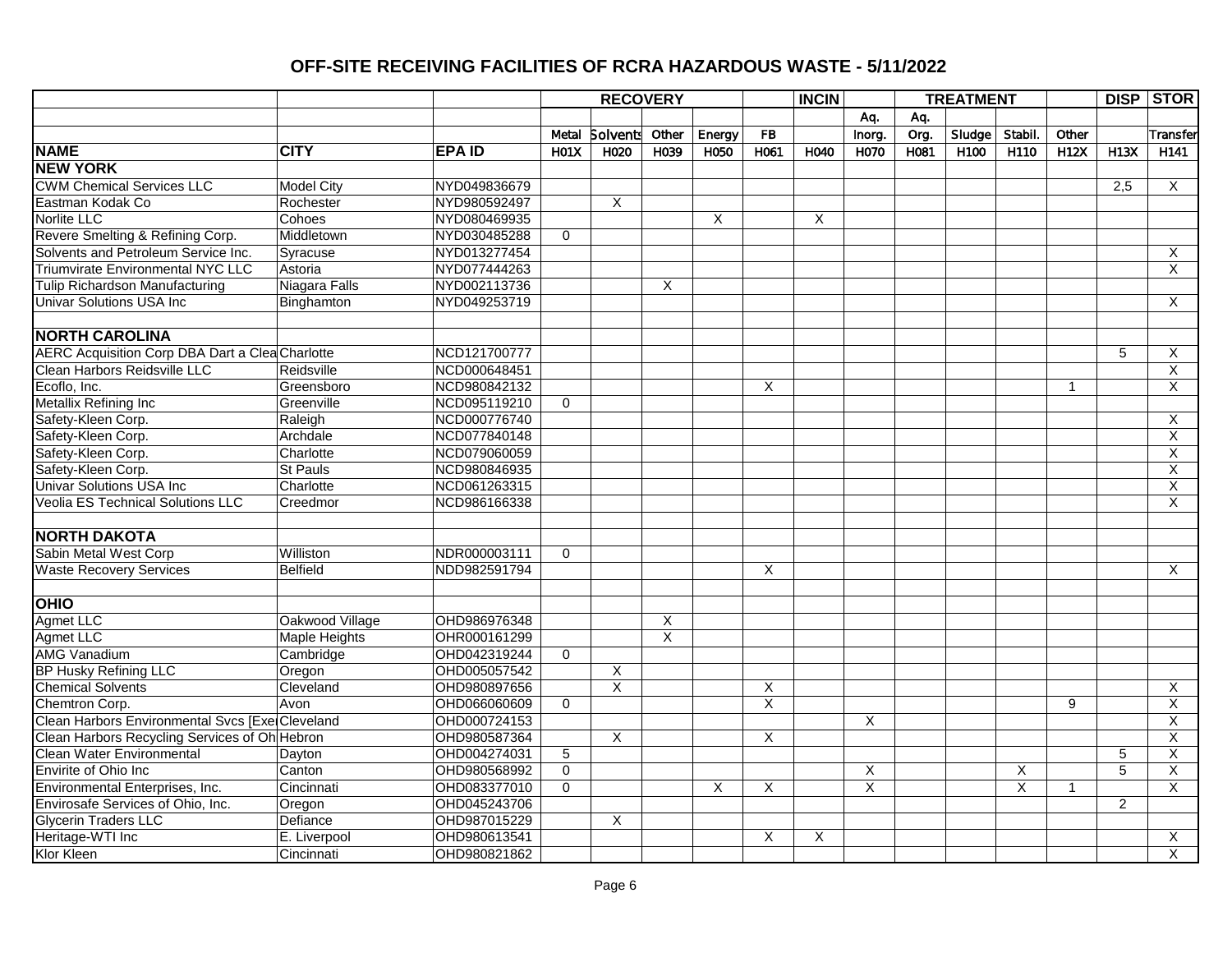# OFF-SITE RECEIVING FACILITIES OF RCRA HAZARDOUS WASTE - 5/11/2022

| | | | RECOVERY | | | | | INCIN | | TREATMENT | | | | DISP | STOR |
|---|---|---|---|---|---|---|---|---|---|---|---|---|---|---|---|
| | | | | | | | | | Aq. | Aq. | | | | | |
| | | | Metal | Solvents | Other | Energy | FB | | Inorg. | Org. | Sludge | Stabil. | Other | | Transfer |
| **NAME** | **CITY** | **EPA ID** | H01X | H020 | H039 | H050 | H061 | H040 | H070 | H081 | H100 | H110 | H12X | H13X | H141 |
| **NEW YORK** | | | | | | | | | | | | | | | |
| CWM Chemical Services LLC | Model City | NYD049836679 | | | | | | | | | | | | 2,5 | X |
| Eastman Kodak Co | Rochester | NYD980592497 | | X | | | | | | | | | | | |
| Norlite LLC | Cohoes | NYD080469935 | | | | X | | X | | | | | | | |
| Revere Smelting & Refining Corp. | Middletown | NYD030485288 | 0 | | | | | | | | | | | | |
| Solvents and Petroleum Service Inc. | Syracuse | NYD013277454 | | | | | | | | | | | | | X |
| Triumvirate Environmental NYC LLC | Astoria | NYD077444263 | | | | | | | | | | | | | X |
| Tulip Richardson Manufacturing | Niagara Falls | NYD002113736 | | | X | | | | | | | | | | |
| Univar Solutions USA Inc | Binghamton | NYD049253719 | | | | | | | | | | | | | X |
| | | | | | | | | | | | | | | | |
| **NORTH CAROLINA** | | | | | | | | | | | | | | | |
| AERC Acquisition Corp DBA Dart a Clea | Charlotte | NCD121700777 | | | | | | | | | | | | 5 | X |
| Clean Harbors Reidsville LLC | Reidsville | NCD000648451 | | | | | | | | | | | | | X |
| Ecoflo, Inc. | Greensboro | NCD980842132 | | | | | X | | | | | | 1 | | X |
| Metallix Refining Inc | Greenville | NCD095119210 | 0 | | | | | | | | | | | | |
| Safety-Kleen Corp. | Raleigh | NCD000776740 | | | | | | | | | | | | | X |
| Safety-Kleen Corp. | Archdale | NCD077840148 | | | | | | | | | | | | | X |
| Safety-Kleen Corp. | Charlotte | NCD079060059 | | | | | | | | | | | | | X |
| Safety-Kleen Corp. | St Pauls | NCD980846935 | | | | | | | | | | | | | X |
| Univar Solutions USA Inc | Charlotte | NCD061263315 | | | | | | | | | | | | | X |
| Veolia ES Technical Solutions LLC | Creedmor | NCD986166338 | | | | | | | | | | | | | X |
| | | | | | | | | | | | | | | | |
| **NORTH DAKOTA** | | | | | | | | | | | | | | | |
| Sabin Metal West Corp | Williston | NDR000003111 | 0 | | | | | | | | | | | | |
| Waste Recovery Services | Belfield | NDD982591794 | | | | | X | | | | | | | | X |
| | | | | | | | | | | | | | | | |
| **OHIO** | | | | | | | | | | | | | | | |
| Agmet LLC | Oakwood Village | OHD986976348 | | | X | | | | | | | | | | |
| Agmet LLC | Maple Heights | OHR000161299 | | | X | | | | | | | | | | |
| AMG Vanadium | Cambridge | OHD042319244 | 0 | | | | | | | | | | | | |
| BP Husky Refining LLC | Oregon | OHD005057542 | | X | | | | | | | | | | | |
| Chemical Solvents | Cleveland | OHD980897656 | | X | | | X | | | | | | | | X |
| Chemtron Corp. | Avon | OHD066060609 | 0 | | | | X | | | | | | 9 | | X |
| Clean Harbors Environmental Svcs [Exe | Cleveland | OHD000724153 | | | | | | | X | | | | | | X |
| Clean Harbors Recycling Services of Oh | Hebron | OHD980587364 | | X | | | X | | | | | | | | X |
| Clean Water Environmental | Dayton | OHD004274031 | 5 | | | | | | | | | | | 5 | X |
| Envirite of Ohio Inc | Canton | OHD980568992 | 0 | | | | | | X | | | X | | 5 | X |
| Environmental Enterprises, Inc. | Cincinnati | OHD083377010 | 0 | | | X | X | | X | | | X | 1 | | X |
| Envirosafe Services of Ohio, Inc. | Oregon | OHD045243706 | | | | | | | | | | | | 2 | |
| Glycerin Traders LLC | Defiance | OHD987015229 | | X | | | | | | | | | | | |
| Heritage-WTI Inc | E. Liverpool | OHD980613541 | | | | | X | X | | | | | | | X |
| Klor Kleen | Cincinnati | OHD980821862 | | | | | | | | | | | | | X |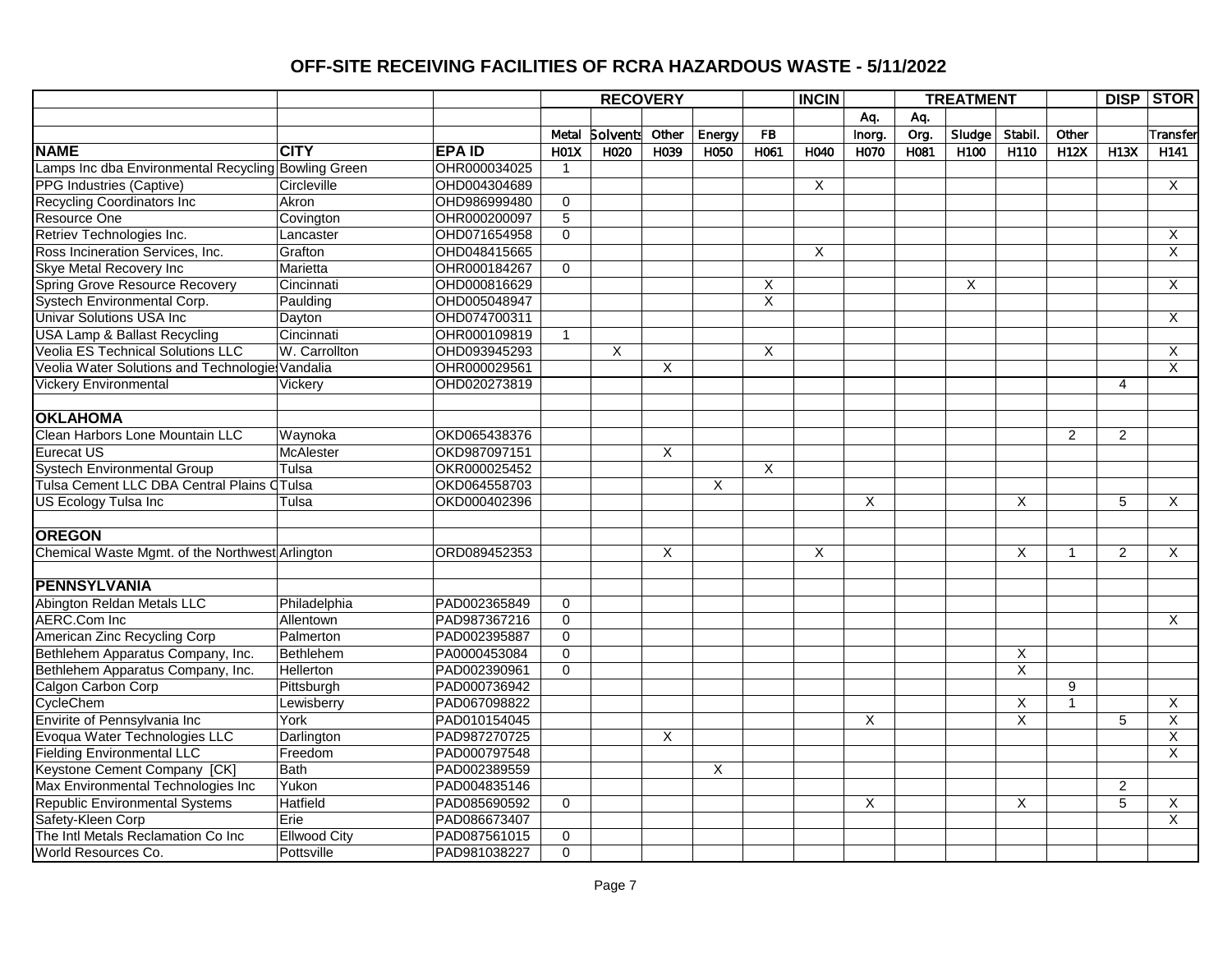# OFF-SITE RECEIVING FACILITIES OF RCRA HAZARDOUS WASTE - 5/11/2022

| | | | RECOVERY | | | | | INCIN | | TREATMENT | | | | DISP | STOR |
|---|---|---|---|---|---|---|---|---|---|---|---|---|---|---|---|
| | | | | | | | | | Aq. | Aq. | | | | | |
| | | | Metal | Solvents | Other | Energy | FB | | Inorg. | Org. | Sludge | Stabil. | Other | | Transfer |
| **NAME** | **CITY** | **EPA ID** | H01X | H020 | H039 | H050 | H061 | H040 | H070 | H081 | H100 | H110 | H12X | H13X | H141 |
| Lamps Inc dba Environmental Recycling | Bowling Green | OHR000034025 | 1 | | | | | | | | | | | | |
| PPG Industries (Captive) | Circleville | OHD004304689 | | | | | | X | | | | | | | X |
| Recycling Coordinators Inc | Akron | OHD986999480 | 0 | | | | | | | | | | | | |
| Resource One | Covington | OHR000200097 | 5 | | | | | | | | | | | | |
| Retriev Technologies Inc. | Lancaster | OHD071654958 | 0 | | | | | | | | | | | | X |
| Ross Incineration Services, Inc. | Grafton | OHD048415665 | | | | | | X | | | | | | | X |
| Skye Metal Recovery Inc | Marietta | OHR000184267 | 0 | | | | | | | | | | | | |
| Spring Grove Resource Recovery | Cincinnati | OHD000816629 | | | | | X | | | | X | | | | X |
| Systech Environmental Corp. | Paulding | OHD005048947 | | | | | X | | | | | | | | |
| Univar Solutions USA Inc | Dayton | OHD074700311 | | | | | | | | | | | | | X |
| USA Lamp & Ballast Recycling | Cincinnati | OHR000109819 | 1 | | | | | | | | | | | | |
| Veolia ES Technical Solutions LLC | W. Carrollton | OHD093945293 | | X | | | X | | | | | | | | X |
| Veolia Water Solutions and Technologies | Vandalia | OHR000029561 | | | X | | | | | | | | | | X |
| Vickery Environmental | Vickery | OHD020273819 | | | | | | | | | | | | 4 | |
| | | | | | | | | | | | | | | | |
| **OKLAHOMA** | | | | | | | | | | | | | | | |
| Clean Harbors Lone Mountain LLC | Waynoka | OKD065438376 | | | | | | | | | | | 2 | 2 | |
| Eurecat US | McAlester | OKD987097151 | | | X | | | | | | | | | | |
| Systech Environmental Group | Tulsa | OKR000025452 | | | | | X | | | | | | | | |
| Tulsa Cement LLC DBA Central Plains C | Tulsa | OKD064558703 | | | | X | | | | | | | | | |
| US Ecology Tulsa Inc | Tulsa | OKD000402396 | | | | | | | X | | | X | | 5 | X |
| | | | | | | | | | | | | | | | |
| **OREGON** | | | | | | | | | | | | | | | |
| Chemical Waste Mgmt. of the Northwest | Arlington | ORD089452353 | | | X | | | X | | | | X | 1 | 2 | X |
| | | | | | | | | | | | | | | | |
| **PENNSYLVANIA** | | | | | | | | | | | | | | | |
| Abington Reldan Metals LLC | Philadelphia | PAD002365849 | 0 | | | | | | | | | | | | |
| AERC.Com Inc | Allentown | PAD987367216 | 0 | | | | | | | | | | | | X |
| American Zinc Recycling Corp | Palmerton | PAD002395887 | 0 | | | | | | | | | | | | |
| Bethlehem Apparatus Company, Inc. | Bethlehem | PA0000453084 | 0 | | | | | | | | | X | | | |
| Bethlehem Apparatus Company, Inc. | Hellerton | PAD002390961 | 0 | | | | | | | | | X | | | |
| Calgon Carbon Corp | Pittsburgh | PAD000736942 | | | | | | | | | | | 9 | | |
| CycleChem | Lewisberry | PAD067098822 | | | | | | | | | | X | 1 | | X |
| Envirite of Pennsylvania Inc | York | PAD010154045 | | | | | | | X | | | X | | 5 | X |
| Evoqua Water Technologies LLC | Darlington | PAD987270725 | | | X | | | | | | | | | | X |
| Fielding Environmental LLC | Freedom | PAD000797548 | | | | | | | | | | | | | X |
| Keystone Cement Company [CK] | Bath | PAD002389559 | | | | X | | | | | | | | | |
| Max Environmental Technologies Inc | Yukon | PAD004835146 | | | | | | | | | | | | 2 | |
| Republic Environmental Systems | Hatfield | PAD085690592 | 0 | | | | | | X | | | X | | 5 | X |
| Safety-Kleen Corp | Erie | PAD086673407 | | | | | | | | | | | | | X |
| The Intl Metals Reclamation Co Inc | Ellwood City | PAD087561015 | 0 | | | | | | | | | | | | |
| World Resources Co. | Pottsville | PAD981038227 | 0 | | | | | | | | | | | | |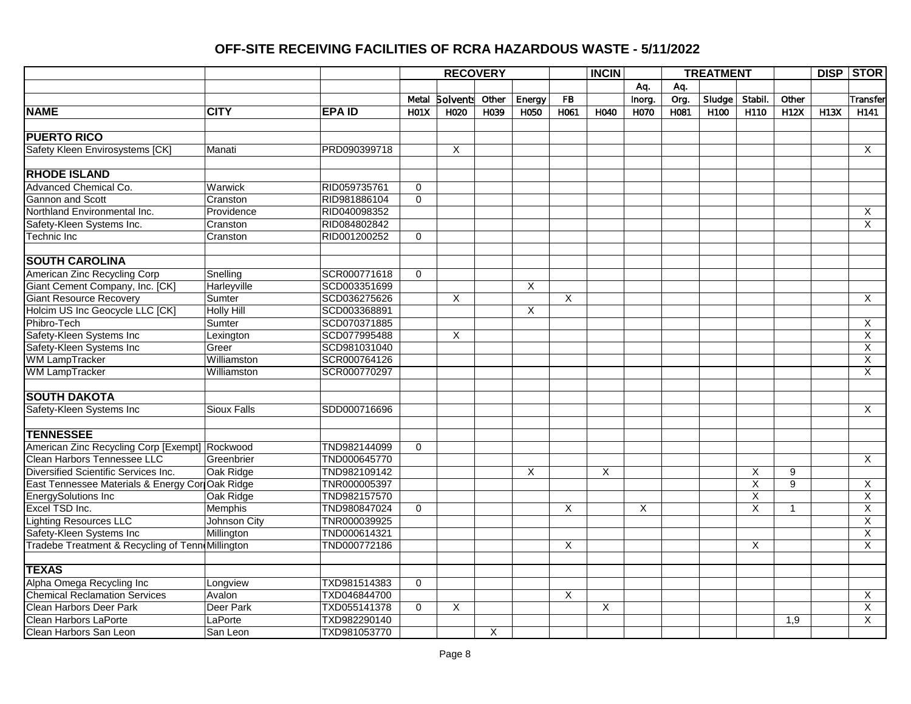# OFF-SITE RECEIVING FACILITIES OF RCRA HAZARDOUS WASTE - 5/11/2022

| | | | RECOVERY | | | | | INCIN | TREATMENT | | | | | DISP | STOR |
|---|---|---|---|---|---|---|---|---|---|---|---|---|---|---|---|
| | | | | | | | | | Aq. | Aq. | | | | | |
| | | | Metal | Solvents | Other | Energy | FB | | Inorg. | Org. | Sludge | Stabil. | Other | | Transfer |
| **NAME** | **CITY** | **EPA ID** | H01X | H020 | H039 | H050 | H061 | H040 | H070 | H081 | H100 | H110 | H12X | H13X | H141 |
| **PUERTO RICO** | | | | | | | | | | | | | | | |
| Safety Kleen Envirosystems [CK] | Manati | PRD090399718 | | X | | | | | | | | | | | X |
| **RHODE ISLAND** | | | | | | | | | | | | | | | |
| Advanced Chemical Co. | Warwick | RID059735761 | 0 | | | | | | | | | | | | |
| Gannon and Scott | Cranston | RID981886104 | 0 | | | | | | | | | | | | |
| Northland Environmental Inc. | Providence | RID040098352 | | | | | | | | | | | | | X |
| Safety-Kleen Systems Inc. | Cranston | RID084802842 | | | | | | | | | | | | | X |
| Technic Inc | Cranston | RID001200252 | 0 | | | | | | | | | | | | |
| **SOUTH CAROLINA** | | | | | | | | | | | | | | | |
| American Zinc Recycling Corp | Snelling | SCR000771618 | 0 | | | | | | | | | | | | |
| Giant Cement Company, Inc. [CK] | Harleyville | SCD003351699 | | | | X | | | | | | | | | |
| Giant Resource Recovery | Sumter | SCD036275626 | | X | | | X | | | | | | | | X |
| Holcim US Inc Geocycle LLC [CK] | Holly Hill | SCD003368891 | | | | X | | | | | | | | | |
| Phibro-Tech | Sumter | SCD070371885 | | | | | | | | | | | | | X |
| Safety-Kleen Systems Inc | Lexington | SCD077995488 | | X | | | | | | | | | | | X |
| Safety-Kleen Systems Inc | Greer | SCD981031040 | | | | | | | | | | | | | X |
| WM LampTracker | Williamston | SCR000764126 | | | | | | | | | | | | | X |
| WM LampTracker | Williamston | SCR000770297 | | | | | | | | | | | | | X |
| **SOUTH DAKOTA** | | | | | | | | | | | | | | | |
| Safety-Kleen Systems Inc | Sioux Falls | SDD000716696 | | | | | | | | | | | | | X |
| **TENNESSEE** | | | | | | | | | | | | | | | |
| American Zinc Recycling Corp [Exempt] | Rockwood | TND982144099 | 0 | | | | | | | | | | | | |
| Clean Harbors Tennessee LLC | Greenbrier | TND000645770 | | | | | | | | | | | | | X |
| Diversified Scientific Services Inc. | Oak Ridge | TND982109142 | | | | X | | X | | | | X | 9 | | |
| East Tennessee Materials & Energy Cor | Oak Ridge | TNR000005397 | | | | | | | | | | X | 9 | | X |
| EnergySolutions Inc | Oak Ridge | TND982157570 | | | | | | | | | | X | | | X |
| Excel TSD Inc. | Memphis | TND980847024 | 0 | | | | X | | X | | | X | 1 | | X |
| Lighting Resources LLC | Johnson City | TNR000039925 | | | | | | | | | | | | | X |
| Safety-Kleen Systems Inc | Millington | TND000614321 | | | | | | | | | | | | | X |
| Tradebe Treatment & Recycling of Tenn | Millington | TND000772186 | | | | | X | | | | | X | | | X |
| **TEXAS** | | | | | | | | | | | | | | | |
| Alpha Omega Recycling Inc | Longview | TXD981514383 | 0 | | | | | | | | | | | | |
| Chemical Reclamation Services | Avalon | TXD046844700 | | | | | X | | | | | | | | X |
| Clean Harbors Deer Park | Deer Park | TXD055141378 | 0 | X | | | | X | | | | | | | X |
| Clean Harbors LaPorte | LaPorte | TXD982290140 | | | | | | | | | | | 1,9 | | X |
| Clean Harbors San Leon | San Leon | TXD981053770 | | | X | | | | | | | | | | |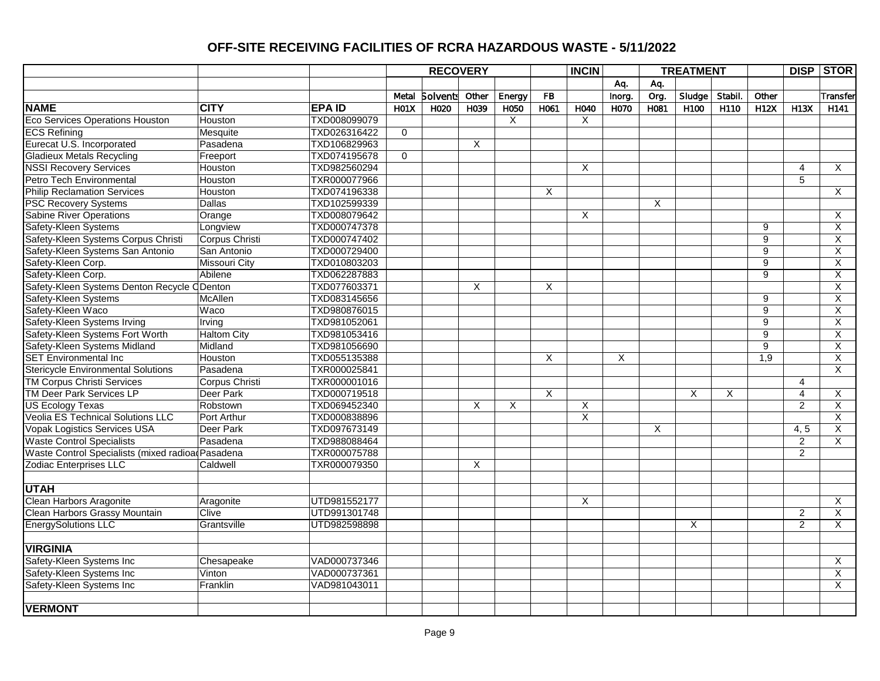# OFF-SITE RECEIVING FACILITIES OF RCRA HAZARDOUS WASTE - 5/11/2022

| | | | RECOVERY | | | | | INCIN | | TREATMENT | | | | DISP | STOR |
|---|---|---|---|---|---|---|---|---|---|---|---|---|---|---|---|
| | | | | | | | | | Aq. | Aq. | | | | | |
| | | | Metal | Solvents | Other | Energy | FB | | Inorg. | Org. | Sludge | Stabil. | Other | | Transfer |
| **NAME** | **CITY** | **EPA ID** | H01X | H020 | H039 | H050 | H061 | H040 | H070 | H081 | H100 | H110 | H12X | H13X | H141 |
| Eco Services Operations Houston | Houston | TXD008099079 | | | | X | | X | | | | | | | |
| ECS Refining | Mesquite | TXD026316422 | 0 | | | | | | | | | | | | |
| Eurecat U.S. Incorporated | Pasadena | TXD106829963 | | | X | | | | | | | | | | |
| Gladieux Metals Recycling | Freeport | TXD074195678 | 0 | | | | | | | | | | | | |
| NSSI Recovery Services | Houston | TXD982560294 | | | | | | X | | | | | | 4 | X |
| Petro Tech Environmental | Houston | TXR000077966 | | | | | | | | | | | | 5 | |
| Philip Reclamation Services | Houston | TXD074196338 | | | | | X | | | | | | | | X |
| PSC Recovery Systems | Dallas | TXD102599339 | | | | | | | | X | | | | | |
| Sabine River Operations | Orange | TXD008079642 | | | | | | X | | | | | | | X |
| Safety-Kleen Systems | Longview | TXD000747378 | | | | | | | | | | | 9 | | X |
| Safety-Kleen Systems Corpus Christi | Corpus Christi | TXD000747402 | | | | | | | | | | | 9 | | X |
| Safety-Kleen Systems San Antonio | San Antonio | TXD000729400 | | | | | | | | | | | 9 | | X |
| Safety-Kleen Corp. | Missouri City | TXD010803203 | | | | | | | | | | | 9 | | X |
| Safety-Kleen Corp. | Abilene | TXD062287883 | | | | | | | | | | | 9 | | X |
| Safety-Kleen Systems Denton Recycle C | Denton | TXD077603371 | | | X | | X | | | | | | | | X |
| Safety-Kleen Systems | McAllen | TXD083145656 | | | | | | | | | | | 9 | | X |
| Safety-Kleen Waco | Waco | TXD980876015 | | | | | | | | | | | 9 | | X |
| Safety-Kleen Systems Irving | Irving | TXD981052061 | | | | | | | | | | | 9 | | X |
| Safety-Kleen Systems Fort Worth | Haltom City | TXD981053416 | | | | | | | | | | | 9 | | X |
| Safety-Kleen Systems Midland | Midland | TXD981056690 | | | | | | | | | | | 9 | | X |
| SET Environmental Inc | Houston | TXD055135388 | | | | | X | | X | | | | 1,9 | | X |
| Stericycle Environmental Solutions | Pasadena | TXR000025841 | | | | | | | | | | | | | X |
| TM Corpus Christi Services | Corpus Christi | TXR000001016 | | | | | | | | | | | | 4 | |
| TM Deer Park Services LP | Deer Park | TXD000719518 | | | | | X | | | | X | X | | 4 | X |
| US Ecology Texas | Robstown | TXD069452340 | | | X | X | | X | | | | | | 2 | X |
| Veolia ES Technical Solutions LLC | Port Arthur | TXD000838896 | | | | | | X | | | | | | | X |
| Vopak Logistics Services USA | Deer Park | TXD097673149 | | | | | | | | X | | | | 4, 5 | X |
| Waste Control Specialists | Pasadena | TXD988088464 | | | | | | | | | | | | 2 | X |
| Waste Control Specialists (mixed radioa | Pasadena | TXR000075788 | | | | | | | | | | | | 2 | |
| Zodiac Enterprises LLC | Caldwell | TXR000079350 | | | X | | | | | | | | | | |
| | | | | | | | | | | | | | | | |
| **UTAH** | | | | | | | | | | | | | | | |
| Clean Harbors Aragonite | Aragonite | UTD981552177 | | | | | | X | | | | | | | X |
| Clean Harbors Grassy Mountain | Clive | UTD991301748 | | | | | | | | | | | | 2 | X |
| EnergySolutions LLC | Grantsville | UTD982598898 | | | | | | | | | X | | | 2 | X |
| | | | | | | | | | | | | | | | |
| **VIRGINIA** | | | | | | | | | | | | | | | |
| Safety-Kleen Systems Inc | Chesapeake | VAD000737346 | | | | | | | | | | | | | X |
| Safety-Kleen Systems Inc | Vinton | VAD000737361 | | | | | | | | | | | | | X |
| Safety-Kleen Systems Inc | Franklin | VAD981043011 | | | | | | | | | | | | | X |
| | | | | | | | | | | | | | | | |
| **VERMONT** | | | | | | | | | | | | | | | |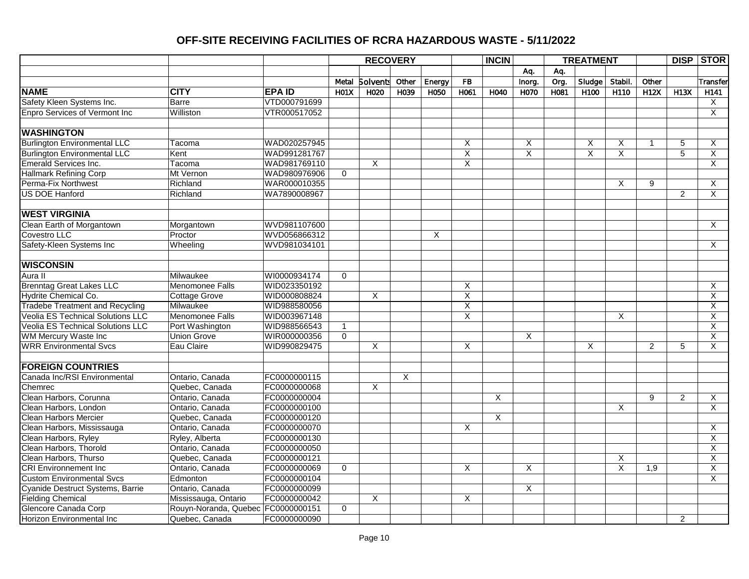# OFF-SITE RECEIVING FACILITIES OF RCRA HAZARDOUS WASTE - 5/11/2022

| | | | RECOVERY | | | | | INCIN | | TREATMENT | | | | DISP | STOR |
|---|---|---|---|---|---|---|---|---|---|---|---|---|---|---|---|
| | | | | | | | | | Aq. | Aq. | | | | | |
| | | | Metal | Solvents | Other | Energy | FB | | Inorg. | Org. | Sludge | Stabil. | Other | | Transfer |
| **NAME** | **CITY** | **EPA ID** | H01X | H020 | H039 | H050 | H061 | H040 | H070 | H081 | H100 | H110 | H12X | H13X | H141 |
| Safety Kleen Systems Inc. | Barre | VTD000791699 | | | | | | | | | | | | | X |
| Enpro Services of Vermont Inc | Williston | VTR000517052 | | | | | | | | | | | | | X |
| | | | | | | | | | | | | | | | |
| **WASHINGTON** | | | | | | | | | | | | | | | |
| Burlington Environmental LLC | Tacoma | WAD020257945 | | | | | X | | X | | X | X | 1 | 5 | X |
| Burlington Environmental LLC | Kent | WAD991281767 | | | | | X | | X | | X | X | | 5 | X |
| Emerald Services Inc. | Tacoma | WAD981769110 | | X | | | X | | | | | | | | X |
| Hallmark Refining Corp | Mt Vernon | WAD980976906 | 0 | | | | | | | | | | | | |
| Perma-Fix Northwest | Richland | WAR000010355 | | | | | | | | | | X | 9 | | X |
| US DOE Hanford | Richland | WA7890008967 | | | | | | | | | | | | 2 | X |
| | | | | | | | | | | | | | | | |
| **WEST VIRGINIA** | | | | | | | | | | | | | | | |
| Clean Earth of Morgantown | Morgantown | WVD981107600 | | | | | | | | | | | | | X |
| Covestro LLC | Proctor | WVD056866312 | | | | X | | | | | | | | | |
| Safety-Kleen Systems Inc | Wheeling | WVD981034101 | | | | | | | | | | | | | X |
| | | | | | | | | | | | | | | | |
| **WISCONSIN** | | | | | | | | | | | | | | | |
| Aura II | Milwaukee | WI0000934174 | 0 | | | | | | | | | | | | |
| Brenntag Great Lakes LLC | Menomonee Falls | WID023350192 | | | | | X | | | | | | | | X |
| Hydrite Chemical Co. | Cottage Grove | WID000808824 | | X | | | X | | | | | | | | X |
| Tradebe Treatment and Recycling | Milwaukee | WID988580056 | | | | | X | | | | | | | | X |
| Veolia ES Technical Solutions LLC | Menomonee Falls | WID003967148 | | | | | X | | | | | X | | | X |
| Veolia ES Technical Solutions LLC | Port Washington | WID988566543 | 1 | | | | | | | | | | | | X |
| WM Mercury Waste Inc | Union Grove | WIR000000356 | 0 | | | | | | X | | | | | | X |
| WRR Environmental Svcs | Eau Claire | WID990829475 | | X | | | X | | | | X | | 2 | 5 | X |
| | | | | | | | | | | | | | | | |
| **FOREIGN COUNTRIES** | | | | | | | | | | | | | | | |
| Canada Inc/RSI Environmental | Ontario, Canada | FC0000000115 | | | X | | | | | | | | | | |
| Chemrec | Quebec, Canada | FC0000000068 | | X | | | | | | | | | | | |
| Clean Harbors, Corunna | Ontario, Canada | FC0000000004 | | | | | | X | | | | | 9 | 2 | X |
| Clean Harbors, London | Ontario, Canada | FC0000000100 | | | | | | | | | | X | | | X |
| Clean Harbors Mercier | Quebec, Canada | FC0000000120 | | | | | | X | | | | | | | |
| Clean Harbors, Mississauga | Ontario, Canada | FC0000000070 | | | | | X | | | | | | | | X |
| Clean Harbors, Ryley | Ryley, Alberta | FC0000000130 | | | | | | | | | | | | | X |
| Clean Harbors, Thorold | Ontario, Canada | FC0000000050 | | | | | | | | | | | | | X |
| Clean Harbors, Thurso | Quebec, Canada | FC0000000121 | | | | | | | | | | X | | | X |
| CRI Environnement Inc | Ontario, Canada | FC0000000069 | 0 | | | | X | | X | | | X | 1,9 | | X |
| Custom Environmental Svcs | Edmonton | FC0000000104 | | | | | | | | | | | | | X |
| Cyanide Destruct Systems, Barrie | Ontario, Canada | FC0000000099 | | | | | | | X | | | | | | |
| Fielding Chemical | Mississauga, Ontario | FC0000000042 | | X | | | X | | | | | | | | |
| Glencore Canada Corp | Rouyn-Noranda, Quebec | FC0000000151 | 0 | | | | | | | | | | | | |
| Horizon Environmental Inc | Quebec, Canada | FC0000000090 | | | | | | | | | | | | 2 | |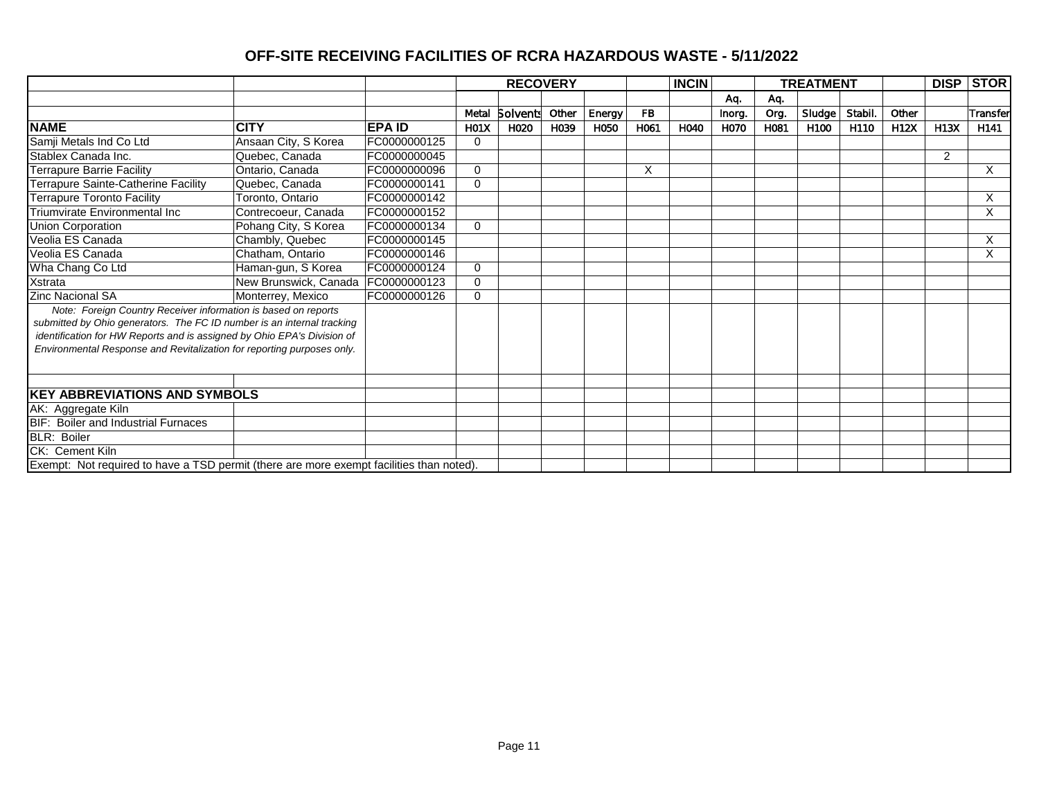# OFF-SITE RECEIVING FACILITIES OF RCRA HAZARDOUS WASTE - 5/11/2022

| | | | RECOVERY | | | | | INCIN | | TREATMENT | | | | DISP | STOR |
|---|---|---|---|---|---|---|---|---|---|---|---|---|---|---|---|
| | | | | | | | | | Aq. | Aq. | | | | | |
| | | | Metal | Solvents | Other | Energy | FB | | Inorg. | Org. | Sludge | Stabil. | Other | | Transfer |
| **NAME** | **CITY** | **EPA ID** | H01X | H020 | H039 | H050 | H061 | H040 | H070 | H081 | H100 | H110 | H12X | H13X | H141 |
| Samji Metals Ind Co Ltd | Ansaan City, S Korea | FC0000000125 | 0 | | | | | | | | | | | | |
| Stablex Canada Inc. | Quebec, Canada | FC0000000045 | | | | | | | | | | | | 2 | |
| Terrapure Barrie Facility | Ontario, Canada | FC0000000096 | 0 | | | | X | | | | | | | | X |
| Terrapure Sainte-Catherine Facility | Quebec, Canada | FC0000000141 | 0 | | | | | | | | | | | | |
| Terrapure Toronto Facility | Toronto, Ontario | FC0000000142 | | | | | | | | | | | | | X |
| Triumvirate Environmental Inc | Contrecoeur, Canada | FC0000000152 | | | | | | | | | | | | | X |
| Union Corporation | Pohang City, S Korea | FC0000000134 | 0 | | | | | | | | | | | | |
| Veolia ES Canada | Chambly, Quebec | FC0000000145 | | | | | | | | | | | | | X |
| Veolia ES Canada | Chatham, Ontario | FC0000000146 | | | | | | | | | | | | | X |
| Wha Chang Co Ltd | Haman-gun, S Korea | FC0000000124 | 0 | | | | | | | | | | | | |
| Xstrata | New Brunswick, Canada | FC0000000123 | 0 | | | | | | | | | | | | |
| Zinc Nacional SA | Monterrey, Mexico | FC0000000126 | 0 | | | | | | | | | | | | |

*Note: Foreign Country Receiver information is based on reports submitted by Ohio generators. The FC ID number is an internal tracking identification for HW Reports and is assigned by Ohio EPA's Division of Environmental Response and Revitalization for reporting purposes only.*

## KEY ABBREVIATIONS AND SYMBOLS

AK: Aggregate Kiln

BIF: Boiler and Industrial Furnaces

BLR: Boiler

CK: Cement Kiln

Exempt: Not required to have a TSD permit (there are more exempt facilities than noted).